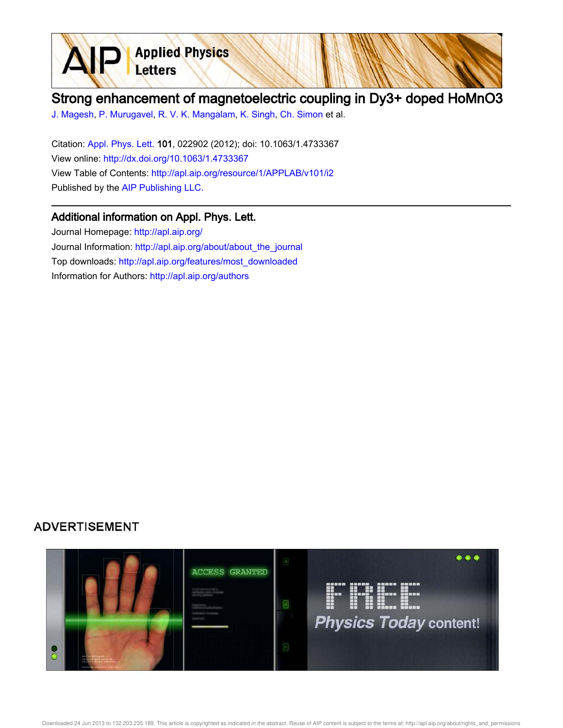# Strong enhancement of magnetoelectric coupling in Dy3+ doped HoMnO3

J. Magesh, P. Murugavel, R. V. K. Mangalam, K. Singh, Ch. Simon et al.

Citation: Appl. Phys. Lett. **101**, 022902 (2012); doi: 10.1063/1.4733367
View online: http://dx.doi.org/10.1063/1.4733367
View Table of Contents: http://apl.aip.org/resource/1/APPLAB/v101/i2
Published by the AIP Publishing LLC.

## Additional information on Appl. Phys. Lett.

Journal Homepage: http://apl.aip.org/
Journal Information: http://apl.aip.org/about/about_the_journal
Top downloads: http://apl.aip.org/features/most_downloaded
Information for Authors: http://apl.aip.org/authors

ADVERTISEMENT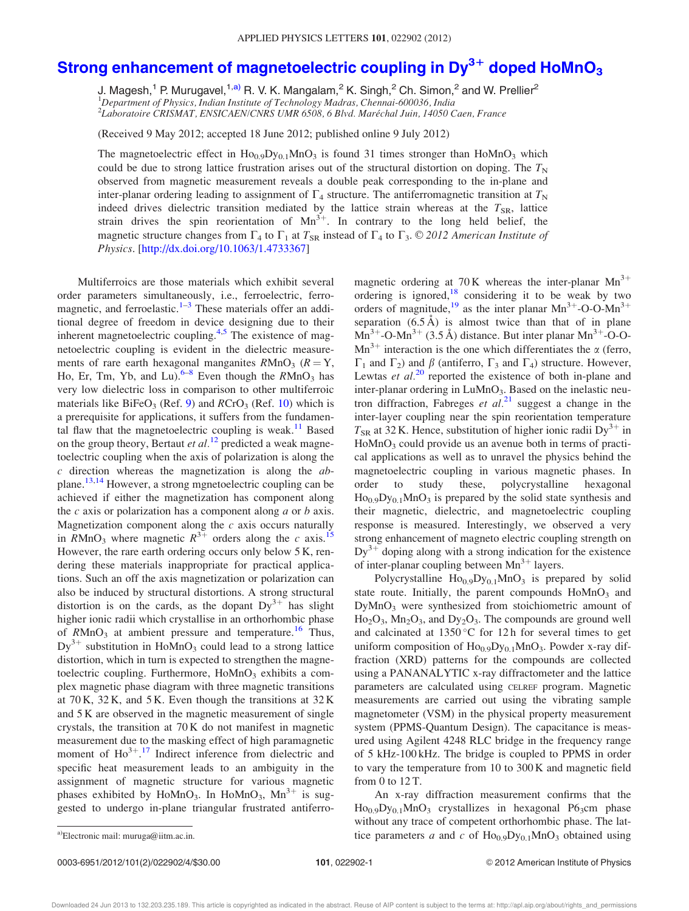# Strong enhancement of magnetoelectric coupling in $Dy^{3+}$ doped $HoMnO_3$

J. Magesh,[1] P. Murugavel,[1,a)] R. V. K. Mangalam,[2] K. Singh,[2] Ch. Simon,[2] and W. Prellier[2]

[1]*Department of Physics, Indian Institute of Technology Madras, Chennai-600036, India*
[2]*Laboratoire CRISMAT, ENSICAEN/CNRS UMR 6508, 6 Blvd. Maréchal Juin, 14050 Caen, France*

(Received 9 May 2012; accepted 18 June 2012; published online 9 July 2012)

The magnetoelectric effect in $Ho_{0.9}Dy_{0.1}MnO_3$ is found 31 times stronger than $HoMnO_3$ which could be due to strong lattice frustration arises out of the structural distortion on doping. The $T_N$ observed from magnetic measurement reveals a double peak corresponding to the in-plane and inter-planar ordering leading to assignment of $\Gamma_4$ structure. The antiferromagnetic transition at $T_N$ indeed drives dielectric transition mediated by the lattice strain whereas at the $T_{SR}$, lattice strain drives the spin reorientation of $Mn^{3+}$. In contrary to the long held belief, the magnetic structure changes from $\Gamma_4$ to $\Gamma_1$ at $T_{SR}$ instead of $\Gamma_4$ to $\Gamma_3$. © *2012 American Institute of Physics*. [http://dx.doi.org/10.1063/1.4733367]

Multiferroics are those materials which exhibit several order parameters simultaneously, i.e., ferroelectric, ferromagnetic, and ferroelastic.[1–3] These materials offer an additional degree of freedom in device designing due to their inherent magnetoelectric coupling.[4,5] The existence of magnetoelectric coupling is evident in the dielectric measurements of rare earth hexagonal manganites $RMnO_3$ (R = Y, Ho, Er, Tm, Yb, and Lu).[6–8] Even though the $RMnO_3$ has very low dielectric loss in comparison to other multiferroic materials like $BiFeO_3$ (Ref. 9) and $RCrO_3$ (Ref. 10) which is a prerequisite for applications, it suffers from the fundamental flaw that the magnetoelectric coupling is weak.[11] Based on the group theory, Bertaut *et al.*[12] predicted a weak magnetoelectric coupling when the axis of polarization is along the *c* direction whereas the magnetization is along the *ab*-plane.[13,14] However, a strong mgnetoelectric coupling can be achieved if either the magnetization has component along the *c* axis or polarization has a component along *a* or *b* axis. Magnetization component along the *c* axis occurs naturally in $RMnO_3$ where magnetic $R^{3+}$ orders along the *c* axis.[15] However, the rare earth ordering occurs only below 5 K, rendering these materials inappropriate for practical applications. Such an off the axis magnetization or polarization can also be induced by structural distortions. A strong structural distortion is on the cards, as the dopant $Dy^{3+}$ has slight higher ionic radii which crystallise in an orthorhombic phase of $RMnO_3$ at ambient pressure and temperature.[16] Thus, $Dy^{3+}$ substitution in $HoMnO_3$ could lead to a strong lattice distortion, which in turn is expected to strengthen the magnetoelectric coupling. Furthermore, $HoMnO_3$ exhibits a complex magnetic phase diagram with three magnetic transitions at 70 K, 32 K, and 5 K. Even though the transitions at 32 K and 5 K are observed in the magnetic measurement of single crystals, the transition at 70 K do not manifest in magnetic measurement due to the masking effect of high paramagnetic moment of $Ho^{3+}$.[17] Indirect inference from dielectric and specific heat measurement leads to an ambiguity in the assignment of magnetic structure for various magnetic phases exhibited by $HoMnO_3$. In $HoMnO_3$, $Mn^{3+}$ is suggested to undergo in-plane triangular frustrated antiferromagnetic ordering at 70 K whereas the inter-planar $Mn^{3+}$ ordering is ignored,[18] considering it to be weak by two orders of magnitude,[19] as the inter planar $Mn^{3+}$-O-O-$Mn^{3+}$ separation (6.5 Å) is almost twice than that of in plane $Mn^{3+}$-O-$Mn^{3+}$ (3.5 Å) distance. But inter planar $Mn^{3+}$-O-O-$Mn^{3+}$ interaction is the one which differentiates the α (ferro, $\Gamma_1$ and $\Gamma_2$) and β (antiferro, $\Gamma_3$ and $\Gamma_4$) structure. However, Lewtas *et al.*[20] reported the existence of both in-plane and inter-planar ordering in $LuMnO_3$. Based on the inelastic neutron diffraction, Fabreges *et al.*[21] suggest a change in the inter-layer coupling near the spin reorientation temperature $T_{SR}$ at 32 K. Hence, substitution of higher ionic radii $Dy^{3+}$ in $HoMnO_3$ could provide us an avenue both in terms of practical applications as well as to unravel the physics behind the magnetoelectric coupling in various magnetic phases. In order to study these, polycrystalline hexagonal $Ho_{0.9}Dy_{0.1}MnO_3$ is prepared by the solid state synthesis and their magnetic, dielectric, and magnetoelectric coupling response is measured. Interestingly, we observed a very strong enhancement of magneto electric coupling strength on $Dy^{3+}$ doping along with a strong indication for the existence of inter-planar coupling between $Mn^{3+}$ layers.

Polycrystalline $Ho_{0.9}Dy_{0.1}MnO_3$ is prepared by solid state route. Initially, the parent compounds $HoMnO_3$ and $DyMnO_3$ were synthesized from stoichiometric amount of $Ho_2O_3$, $Mn_2O_3$, and $Dy_2O_3$. The compounds are ground well and calcinated at 1350 °C for 12 h for several times to get uniform composition of $Ho_{0.9}Dy_{0.1}MnO_3$. Powder x-ray diffraction (XRD) patterns for the compounds are collected using a PANANALYTIC x-ray diffractometer and the lattice parameters are calculated using CELREF program. Magnetic measurements are carried out using the vibrating sample magnetometer (VSM) in the physical property measurement system (PPMS-Quantum Design). The capacitance is measured using Agilent 4248 RLC bridge in the frequency range of 5 kHz-100 kHz. The bridge is coupled to PPMS in order to vary the temperature from 10 to 300 K and magnetic field from 0 to 12 T.

An x-ray diffraction measurement confirms that the $Ho_{0.9}Dy_{0.1}MnO_3$ crystallizes in hexagonal P6$_3$cm phase without any trace of competent orthorhombic phase. The lattice parameters *a* and *c* of $Ho_{0.9}Dy_{0.1}MnO_3$ obtained using

a)Electronic mail: muruga@iitm.ac.in.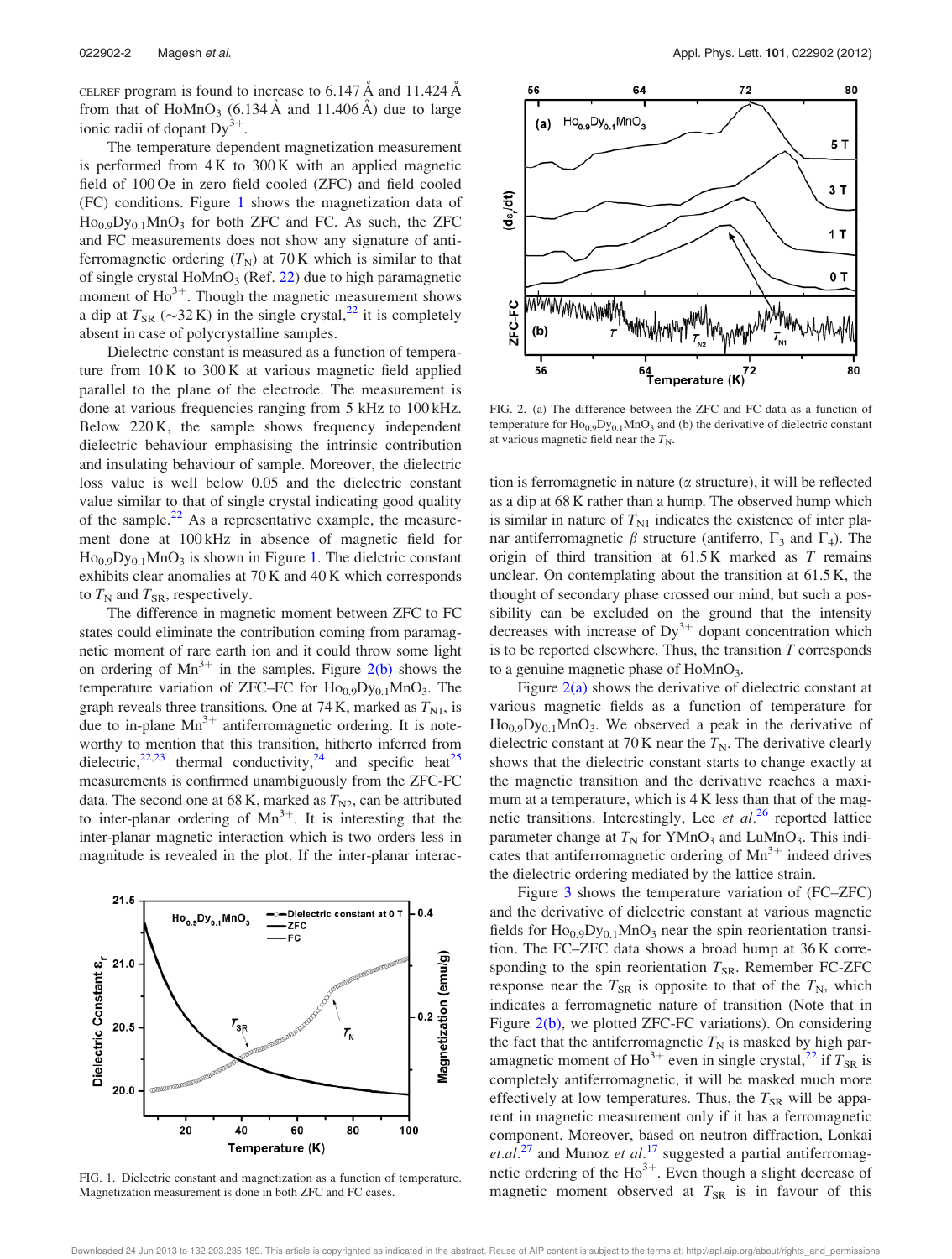CELREF program is found to increase to 6.147 Å and 11.424 Å from that of $HoMnO_3$ (6.134 Å and 11.406 Å) due to large ionic radii of dopant $Dy^{3+}$.

The temperature dependent magnetization measurement is performed from 4 K to 300 K with an applied magnetic field of 100 Oe in zero field cooled (ZFC) and field cooled (FC) conditions. Figure 1 shows the magnetization data of $Ho_{0.9}Dy_{0.1}MnO_3$ for both ZFC and FC. As such, the ZFC and FC measurements does not show any signature of antiferromagnetic ordering ($T_N$) at 70 K which is similar to that of single crystal $HoMnO_3$ (Ref. 22) due to high paramagnetic moment of $Ho^{3+}$. Though the magnetic measurement shows a dip at $T_{SR}$ (~32 K) in the single crystal,[22] it is completely absent in case of polycrystalline samples.

Dielectric constant is measured as a function of temperature from 10 K to 300 K at various magnetic field applied parallel to the plane of the electrode. The measurement is done at various frequencies ranging from 5 kHz to 100 kHz. Below 220 K, the sample shows frequency independent dielectric behaviour emphasising the intrinsic contribution and insulating behaviour of sample. Moreover, the dielectric loss value is well below 0.05 and the dielectric constant value similar to that of single crystal indicating good quality of the sample.[22] As a representative example, the measurement done at 100 kHz in absence of magnetic field for $Ho_{0.9}Dy_{0.1}MnO_3$ is shown in Figure 1. The dielctric constant exhibits clear anomalies at 70 K and 40 K which corresponds to $T_N$ and $T_{SR}$, respectively.

The difference in magnetic moment between ZFC to FC states could eliminate the contribution coming from paramagnetic moment of rare earth ion and it could throw some light on ordering of $Mn^{3+}$ in the samples. Figure 2(b) shows the temperature variation of ZFC–FC for $Ho_{0.9}Dy_{0.1}MnO_3$. The graph reveals three transitions. One at 74 K, marked as $T_{N1}$, is due to in-plane $Mn^{3+}$ antiferromagnetic ordering. It is noteworthy to mention that this transition, hitherto inferred from dielectric,[22,23] thermal conductivity,[24] and specific heat[25] measurements is confirmed unambiguously from the ZFC-FC data. The second one at 68 K, marked as $T_{N2}$, can be attributed to inter-planar ordering of $Mn^{3+}$. It is interesting that the inter-planar magnetic interaction which is two orders less in magnitude is revealed in the plot. If the inter-planar interaction is ferromagnetic in nature (α structure), it will be reflected as a dip at 68 K rather than a hump. The observed hump which is similar in nature of $T_{N1}$ indicates the existence of inter planar antiferromagnetic β structure (antiferro, $\Gamma_3$ and $\Gamma_4$). The origin of third transition at 61.5 K marked as $T$ remains unclear. On contemplating about the transition at 61.5 K, the thought of secondary phase crossed our mind, but such a possibility can be excluded on the ground that the intensity decreases with increase of $Dy^{3+}$ dopant concentration which is to be reported elsewhere. Thus, the transition $T$ corresponds to a genuine magnetic phase of $HoMnO_3$.

FIG. 1. Dielectric constant and magnetization as a function of temperature. Magnetization measurement is done in both ZFC and FC cases.

FIG. 2. (a) The difference between the ZFC and FC data as a function of temperature for $Ho_{0.9}Dy_{0.1}MnO_3$ and (b) the derivative of dielectric constant at various magnetic field near the $T_N$.

Figure 2(a) shows the derivative of dielectric constant at various magnetic fields as a function of temperature for $Ho_{0.9}Dy_{0.1}MnO_3$. We observed a peak in the derivative of dielectric constant at 70 K near the $T_N$. The derivative clearly shows that the dielectric constant starts to change exactly at the magnetic transition and the derivative reaches a maximum at a temperature, which is 4 K less than that of the magnetic transitions. Interestingly, Lee *et al.*[26] reported lattice parameter change at $T_N$ for $YMnO_3$ and $LuMnO_3$. This indicates that antiferromagnetic ordering of $Mn^{3+}$ indeed drives the dielectric ordering mediated by the lattice strain.

Figure 3 shows the temperature variation of (FC–ZFC) and the derivative of dielectric constant at various magnetic fields for $Ho_{0.9}Dy_{0.1}MnO_3$ near the spin reorientation transition. The FC–ZFC data shows a broad hump at 36 K corresponding to the spin reorientation $T_{SR}$. Remember FC-ZFC response near the $T_{SR}$ is opposite to that of the $T_N$, which indicates a ferromagnetic nature of transition (Note that in Figure 2(b), we plotted ZFC-FC variations). On considering the fact that the antiferromagnetic $T_N$ is masked by high paramagnetic moment of $Ho^{3+}$ even in single crystal,[22] if $T_{SR}$ is completely antiferromagnetic, it will be masked much more effectively at low temperatures. Thus, the $T_{SR}$ will be apparent in magnetic measurement only if it has a ferromagnetic component. Moreover, based on neutron diffraction, Lonkai *et.al.*[27] and Munoz *et al.*[17] suggested a partial antiferromagnetic ordering of the $Ho^{3+}$. Even though a slight decrease of magnetic moment observed at $T_{SR}$ is in favour of this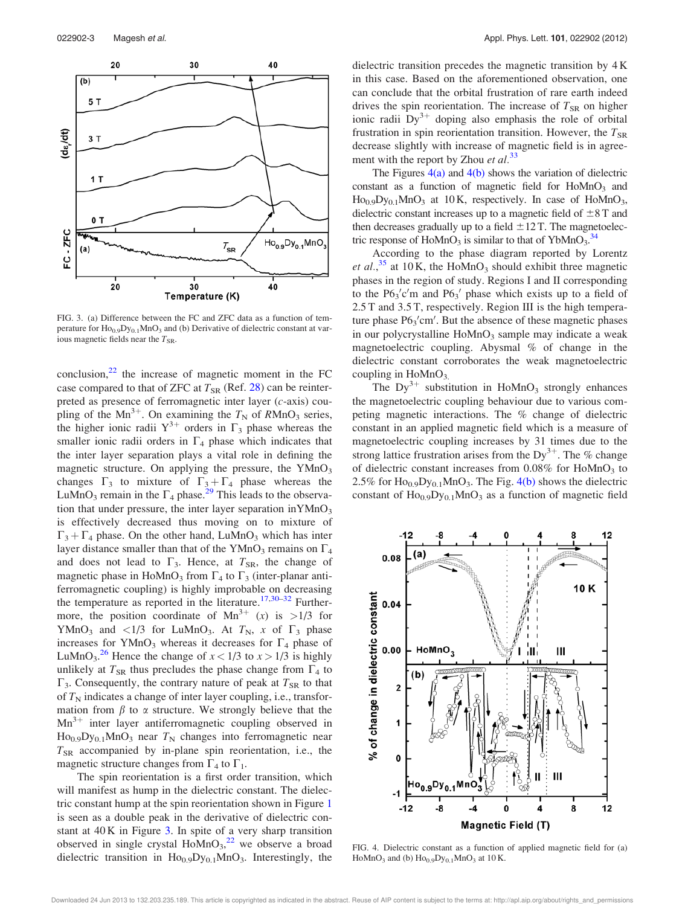FIG. 3. (a) Difference between the FC and ZFC data as a function of temperature for $Ho_{0.9}Dy_{0.1}MnO_3$ and (b) Derivative of dielectric constant at various magnetic fields near the $T_{SR}$.

conclusion,[22] the increase of magnetic moment in the FC case compared to that of ZFC at $T_{SR}$ (Ref. 28) can be reinterpreted as presence of ferromagnetic inter layer (*c*-axis) coupling of the $Mn^{3+}$. On examining the $T_N$ of $RMnO_3$ series, the higher ionic radii $Y^{3+}$ orders in $\Gamma_3$ phase whereas the smaller ionic radii orders in $\Gamma_4$ phase which indicates that the inter layer separation plays a vital role in defining the magnetic structure. On applying the pressure, the $YMnO_3$ changes $\Gamma_3$ to mixture of $\Gamma_3 + \Gamma_4$ phase whereas the $LuMnO_3$ remain in the $\Gamma_4$ phase.[29] This leads to the observation that under pressure, the inter layer separation in$YMnO_3$ is effectively decreased thus moving on to mixture of $\Gamma_3 + \Gamma_4$ phase. On the other hand, $LuMnO_3$ which has inter layer distance smaller than that of the $YMnO_3$ remains on $\Gamma_4$ and does not lead to $\Gamma_3$. Hence, at $T_{SR}$, the change of magnetic phase in $HoMnO_3$ from $\Gamma_4$ to $\Gamma_3$ (inter-planar antiferromagnetic coupling) is highly improbable on decreasing the temperature as reported in the literature.[17,30–32] Furthermore, the position coordinate of $Mn^{3+}$ ($x$) is $>1/3$ for $YMnO_3$ and $<1/3$ for $LuMnO_3$. At $T_N$, $x$ of $\Gamma_3$ phase increases for $YMnO_3$ whereas it decreases for $\Gamma_4$ phase of $LuMnO_3$.[26] Hence the change of $x < 1/3$ to $x > 1/3$ is highly unlikely at $T_{SR}$ thus precludes the phase change from $\Gamma_4$ to $\Gamma_3$. Consequently, the contrary nature of peak at $T_{SR}$ to that of $T_N$ indicates a change of inter layer coupling, i.e., transformation from $\beta$ to $\alpha$ structure. We strongly believe that the $Mn^{3+}$ inter layer antiferromagnetic coupling observed in $Ho_{0.9}Dy_{0.1}MnO_3$ near $T_N$ changes into ferromagnetic near $T_{SR}$ accompanied by in-plane spin reorientation, i.e., the magnetic structure changes from $\Gamma_4$ to $\Gamma_1$.

The spin reorientation is a first order transition, which will manifest as hump in the dielectric constant. The dielectric constant hump at the spin reorientation shown in Figure 1 is seen as a double peak in the derivative of dielectric constant at 40 K in Figure 3. In spite of a very sharp transition observed in single crystal $HoMnO_3$,[22] we observe a broad dielectric transition in $Ho_{0.9}Dy_{0.1}MnO_3$. Interestingly, the dielectric transition precedes the magnetic transition by 4 K in this case. Based on the aforementioned observation, one can conclude that the orbital frustration of rare earth indeed drives the spin reorientation. The increase of $T_{SR}$ on higher ionic radii $Dy^{3+}$ doping also emphasis the role of orbital frustration in spin reorientation transition. However, the $T_{SR}$ decrease slightly with increase of magnetic field is in agreement with the report by Zhou *et al.*[33]

The Figures 4(a) and 4(b) shows the variation of dielectric constant as a function of magnetic field for $HoMnO_3$ and $Ho_{0.9}Dy_{0.1}MnO_3$ at 10 K, respectively. In case of $HoMnO_3$, dielectric constant increases up to a magnetic field of ±8 T and then decreases gradually up to a field ±12 T. The magnetoelectric response of $HoMnO_3$ is similar to that of $YbMnO_3$.[34]

According to the phase diagram reported by Lorentz *et al.*,[35] at 10 K, the $HoMnO_3$ should exhibit three magnetic phases in the region of study. Regions I and II corresponding to the $P6_3'c'm$ and $P6_3'$ phase which exists up to a field of 2.5 T and 3.5 T, respectively. Region III is the high temperature phase $P6_3'cm'$. But the absence of these magnetic phases in our polycrystalline $HoMnO_3$ sample may indicate a weak magnetoelectric coupling. Abysmal % of change in the dielectric constant corroborates the weak magnetoelectric coupling in $HoMnO_3$.

The $Dy^{3+}$ substitution in $HoMnO_3$ strongly enhances the magnetoelectric coupling behaviour due to various competing magnetic interactions. The % change of dielectric constant in an applied magnetic field which is a measure of magnetoelectric coupling increases by 31 times due to the strong lattice frustration arises from the $Dy^{3+}$. The % change of dielectric constant increases from 0.08% for $HoMnO_3$ to 2.5% for $Ho_{0.9}Dy_{0.1}MnO_3$. The Fig. 4(b) shows the dielectric constant of $Ho_{0.9}Dy_{0.1}MnO_3$ as a function of magnetic field

FIG. 4. Dielectric constant as a function of applied magnetic field for (a) $HoMnO_3$ and (b) $Ho_{0.9}Dy_{0.1}MnO_3$ at 10 K.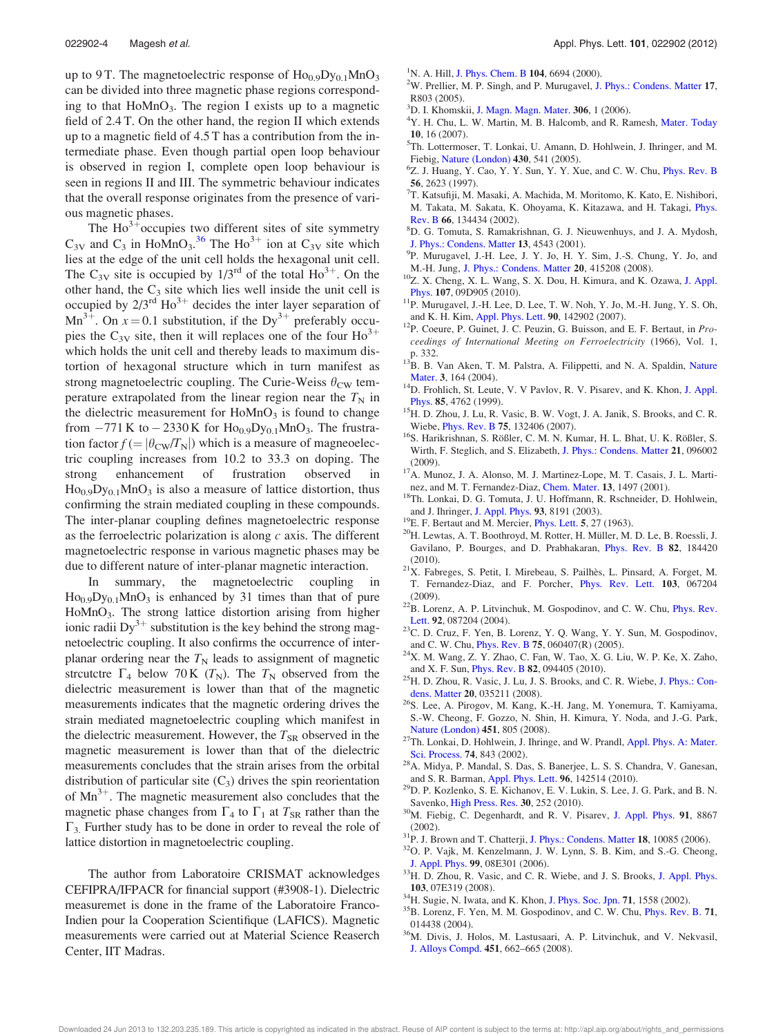up to 9 T. The magnetoelectric response of $Ho_{0.9}Dy_{0.1}MnO_3$ can be divided into three magnetic phase regions corresponding to that $HoMnO_3$. The region I exists up to a magnetic field of 2.4 T. On the other hand, the region II which extends up to a magnetic field of 4.5 T has a contribution from the intermediate phase. Even though partial open loop behaviour is observed in region I, complete open loop behaviour is seen in regions II and III. The symmetric behaviour indicates that the overall response originates from the presence of various magnetic phases.

The $Ho^{3+}$occupies two different sites of site symmetry $C_{3V}$ and $C_3$ in $HoMnO_3$.[36] The $Ho^{3+}$ ion at $C_{3V}$ site which lies at the edge of the unit cell holds the hexagonal unit cell. The $C_{3V}$ site is occupied by 1/3rd of the total $Ho^{3+}$. On the other hand, the $C_3$ site which lies well inside the unit cell is occupied by 2/3rd $Ho^{3+}$ decides the inter layer separation of $Mn^{3+}$. On $x = 0.1$ substitution, if the $Dy^{3+}$ preferably occupies the $C_{3V}$ site, then it will replaces one of the four $Ho^{3+}$ which holds the unit cell and thereby leads to maximum distortion of hexagonal structure which in turn manifest as strong magnetoelectric coupling. The Curie-Weiss $\theta_{CW}$ temperature extrapolated from the linear region near the $T_N$ in the dielectric measurement for $HoMnO_3$ is found to change from $-771$ K to $-2330$ K for $Ho_{0.9}Dy_{0.1}MnO_3$. The frustration factor $f$ ($= |\theta_{CW}/T_N|$) which is a measure of magneoelectric coupling increases from 10.2 to 33.3 on doping. The strong enhancement of frustration observed in $Ho_{0.9}Dy_{0.1}MnO_3$ is also a measure of lattice distortion, thus confirming the strain mediated coupling in these compounds. The inter-planar coupling defines magnetoelectric response as the ferroelectric polarization is along $c$ axis. The different magnetoelectric response in various magnetic phases may be due to different nature of inter-planar magnetic interaction.

In summary, the magnetoelectric coupling in $Ho_{0.9}Dy_{0.1}MnO_3$ is enhanced by 31 times than that of pure $HoMnO_3$. The strong lattice distortion arising from higher ionic radii $Dy^{3+}$ substitution is the key behind the strong magnetoelectric coupling. It also confirms the occurrence of inter-planar ordering near the $T_N$ leads to assignment of magnetic strcutctre $\Gamma_4$ below 70 K ($T_N$). The $T_N$ observed from the dielectric measurement is lower than that of the magnetic measurements indicates that the magnetic ordering drives the strain mediated magnetoelectric coupling which manifest in the dielectric measurement. However, the $T_{SR}$ observed in the magnetic measurement is lower than that of the dielectric measurements concludes that the strain arises from the orbital distribution of particular site ($C_3$) drives the spin reorientation of $Mn^{3+}$. The magnetic measurement also concludes that the magnetic phase changes from $\Gamma_4$ to $\Gamma_1$ at $T_{SR}$ rather than the $\Gamma_3$. Further study has to be done in order to reveal the role of lattice distortion in magnetoelectric coupling.

The author from Laboratoire CRISMAT acknowledges CEFIPRA/IFPACR for financial support (#3908-1). Dielectric measuremet is done in the frame of the Laboratoire Franco-Indien pour la Cooperation Scientifique (LAFICS). Magnetic measurements were carried out at Material Science Reaserch Center, IIT Madras.

[1] N. A. Hill, J. Phys. Chem. B **104**, 6694 (2000).
[2] W. Prellier, M. P. Singh, and P. Murugavel, J. Phys.: Condens. Matter **17**, R803 (2005).
[3] D. I. Khomskii, J. Magn. Magn. Mater. **306**, 1 (2006).
[4] Y. H. Chu, L. W. Martin, M. B. Halcomb, and R. Ramesh, Mater. Today **10**, 16 (2007).
[5] Th. Lottermoser, T. Lonkai, U. Amann, D. Hohlwein, J. Ihringer, and M. Fiebig, Nature (London) **430**, 541 (2005).
[6] Z. J. Huang, Y. Cao, Y. Y. Sun, Y. Y. Xue, and C. W. Chu, Phys. Rev. B **56**, 2623 (1997).
[7] T. Katsufiji, M. Masaki, A. Machida, M. Moritomo, K. Kato, E. Nishibori, M. Takata, M. Sakata, K. Ohoyama, K. Kitazawa, and H. Takagi, Phys. Rev. B **66**, 134434 (2002).
[8] D. G. Tomuta, S. Ramakrishnan, G. J. Nieuwenhuys, and J. A. Mydosh, J. Phys.: Condens. Matter **13**, 4543 (2001).
[9] P. Murugavel, J.-H. Lee, J. Y. Jo, H. Y. Sim, J.-S. Chung, Y. Jo, and M.-H. Jung, J. Phys.: Condens. Matter **20**, 415208 (2008).
[10] Z. X. Cheng, X. L. Wang, S. X. Dou, H. Kimura, and K. Ozawa, J. Appl. Phys. **107**, 09D905 (2010).
[11] P. Murugavel, J.-H. Lee, D. Lee, T. W. Noh, Y. Jo, M.-H. Jung, Y. S. Oh, and K. H. Kim, Appl. Phys. Lett. **90**, 142902 (2007).
[12] P. Coeure, P. Guinet, J. C. Peuzin, G. Buisson, and E. F. Bertaut, in *Proceedings of International Meeting on Ferroelectricity* (1966), Vol. 1, p. 332.
[13] B. B. Van Aken, T. M. Palstra, A. Filippetti, and N. A. Spaldin, Nature Mater. **3**, 164 (2004).
[14] D. Frohlich, St. Leute, V. V Pavlov, R. V. Pisarev, and K. Khon, J. Appl. Phys. **85**, 4762 (1999).
[15] H. D. Zhou, J. Lu, R. Vasic, B. W. Vogt, J. A. Janik, S. Brooks, and C. R. Wiebe, Phys. Rev. B **75**, 132406 (2007).
[16] S. Harikrishnan, S. Rößler, C. M. N. Kumar, H. L. Bhat, U. K. Rößler, S. Wirth, F. Steglich, and S. Elizabeth, J. Phys.: Condens. Matter **21**, 096002 (2009).
[17] A. Munoz, J. A. Alonso, M. J. Martinez-Lope, M. T. Casais, J. L. Martinez, and M. T. Fernandez-Diaz, Chem. Mater. **13**, 1497 (2001).
[18] Th. Lonkai, D. G. Tomuta, J. U. Hoffmann, R. Rschneider, D. Hohlwein, and J. Ihringer, J. Appl. Phys. **93**, 8191 (2003).
[19] E. F. Bertaut and M. Mercier, Phys. Lett. **5**, 27 (1963).
[20] H. Lewtas, A. T. Boothroyd, M. Rotter, H. Müller, M. D. Le, B. Roessli, J. Gavilano, P. Bourges, and D. Prabhakaran, Phys. Rev. B **82**, 184420 (2010).
[21] X. Fabreges, S. Petit, I. Mirebeau, S. Pailhès, L. Pinsard, A. Forget, M. T. Fernandez-Diaz, and F. Porcher, Phys. Rev. Lett. **103**, 067204 (2009).
[22] B. Lorenz, A. P. Litvinchuk, M. Gospodinov, and C. W. Chu, Phys. Rev. Lett. **92**, 087204 (2004).
[23] C. D. Cruz, F. Yen, B. Lorenz, Y. Q. Wang, Y. Y. Sun, M. Gospodinov, and C. W. Chu, Phys. Rev. B **75**, 060407(R) (2005).
[24] X. M. Wang, Z. Y. Zhao, C. Fan, W. Tao, X. G. Liu, W. P. Ke, X. Zaho, and X. F. Sun, Phys. Rev. B **82**, 094405 (2010).
[25] H. D. Zhou, R. Vasic, J. Lu, J. S. Brooks, and C. R. Wiebe, J. Phys.: Condens. Matter **20**, 035211 (2008).
[26] S. Lee, A. Pirogov, M. Kang, K.-H. Jang, M. Yonemura, T. Kamiyama, S.-W. Cheong, F. Gozzo, N. Shin, H. Kimura, Y. Noda, and J.-G. Park, Nature (London) **451**, 805 (2008).
[27] Th. Lonkai, D. Hohlwein, J. Ihringe, and W. Prandl, Appl. Phys. A: Mater. Sci. Process. **74**, 843 (2002).
[28] A. Midya, P. Mandal, S. Das, S. Banerjee, L. S. S. Chandra, V. Ganesan, and S. R. Barman, Appl. Phys. Lett. **96**, 142514 (2010).
[29] D. P. Kozlenko, S. E. Kichanov, E. V. Lukin, S. Lee, J. G. Park, and B. N. Savenko, High Press. Res. **30**, 252 (2010).
[30] M. Fiebig, C. Degenhardt, and R. V. Pisarev, J. Appl. Phys. **91**, 8867 (2002).
[31] P. J. Brown and T. Chatterji, J. Phys.: Condens. Matter **18**, 10085 (2006).
[32] O. P. Vajk, M. Kenzelmann, J. W. Lynn, S. B. Kim, and S.-G. Cheong, J. Appl. Phys. **99**, 08E301 (2006).
[33] H. D. Zhou, R. Vasic, and C. R. Wiebe, and J. S. Brooks, J. Appl. Phys. **103**, 07E319 (2008).
[34] H. Sugie, N. Iwata, and K. Khon, J. Phys. Soc. Jpn. **71**, 1558 (2002).
[35] B. Lorenz, F. Yen, M. M. Gospodinov, and C. W. Chu, Phys. Rev. B. **71**, 014438 (2004).
[36] M. Divis, J. Holos, M. Lastusaari, A. P. Litvinchuk, and V. Nekvasil, J. Alloys Compd. **451**, 662–665 (2008).